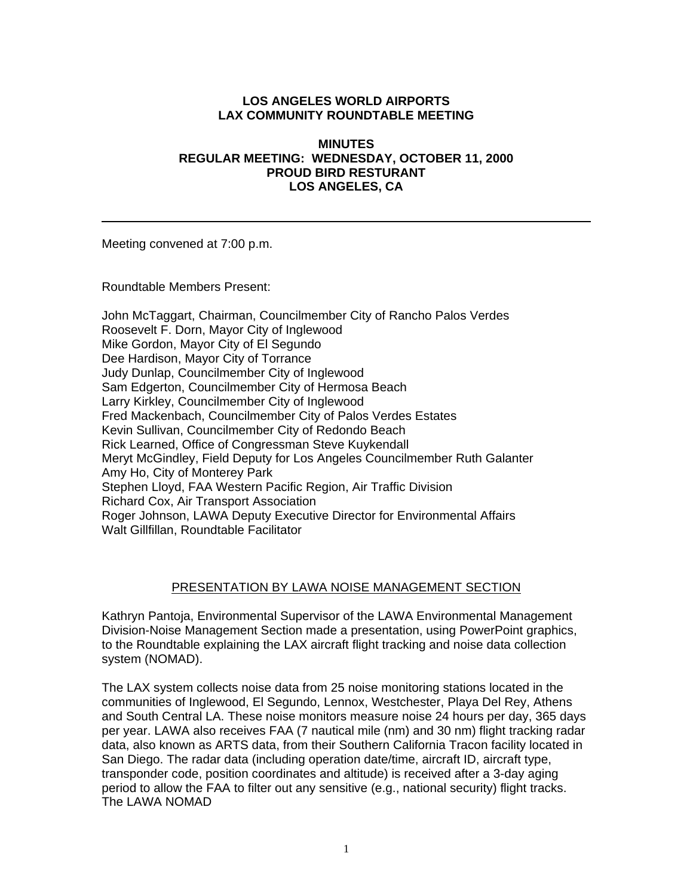**LOS ANGELES WORLD AIRPORTS**
**LAX COMMUNITY ROUNDTABLE MEETING**

**MINUTES**
**REGULAR MEETING: WEDNESDAY, OCTOBER 11, 2000**
**PROUD BIRD RESTURANT**
**LOS ANGELES, CA**

---

Meeting convened at 7:00 p.m.

Roundtable Members Present:

John McTaggart, Chairman, Councilmember City of Rancho Palos Verdes
Roosevelt F. Dorn, Mayor City of Inglewood
Mike Gordon, Mayor City of El Segundo
Dee Hardison, Mayor City of Torrance
Judy Dunlap, Councilmember City of Inglewood
Sam Edgerton, Councilmember City of Hermosa Beach
Larry Kirkley, Councilmember City of Inglewood
Fred Mackenbach, Councilmember City of Palos Verdes Estates
Kevin Sullivan, Councilmember City of Redondo Beach
Rick Learned, Office of Congressman Steve Kuykendall
Meryt McGindley, Field Deputy for Los Angeles Councilmember Ruth Galanter
Amy Ho, City of Monterey Park
Stephen Lloyd, FAA Western Pacific Region, Air Traffic Division
Richard Cox, Air Transport Association
Roger Johnson, LAWA Deputy Executive Director for Environmental Affairs
Walt Gillfillan, Roundtable Facilitator

## PRESENTATION BY LAWA NOISE MANAGEMENT SECTION

Kathryn Pantoja, Environmental Supervisor of the LAWA Environmental Management Division-Noise Management Section made a presentation, using PowerPoint graphics, to the Roundtable explaining the LAX aircraft flight tracking and noise data collection system (NOMAD).

The LAX system collects noise data from 25 noise monitoring stations located in the communities of Inglewood, El Segundo, Lennox, Westchester, Playa Del Rey, Athens and South Central LA. These noise monitors measure noise 24 hours per day, 365 days per year. LAWA also receives FAA (7 nautical mile (nm) and 30 nm) flight tracking radar data, also known as ARTS data, from their Southern California Tracon facility located in San Diego. The radar data (including operation date/time, aircraft ID, aircraft type, transponder code, position coordinates and altitude) is received after a 3-day aging period to allow the FAA to filter out any sensitive (e.g., national security) flight tracks. The LAWA NOMAD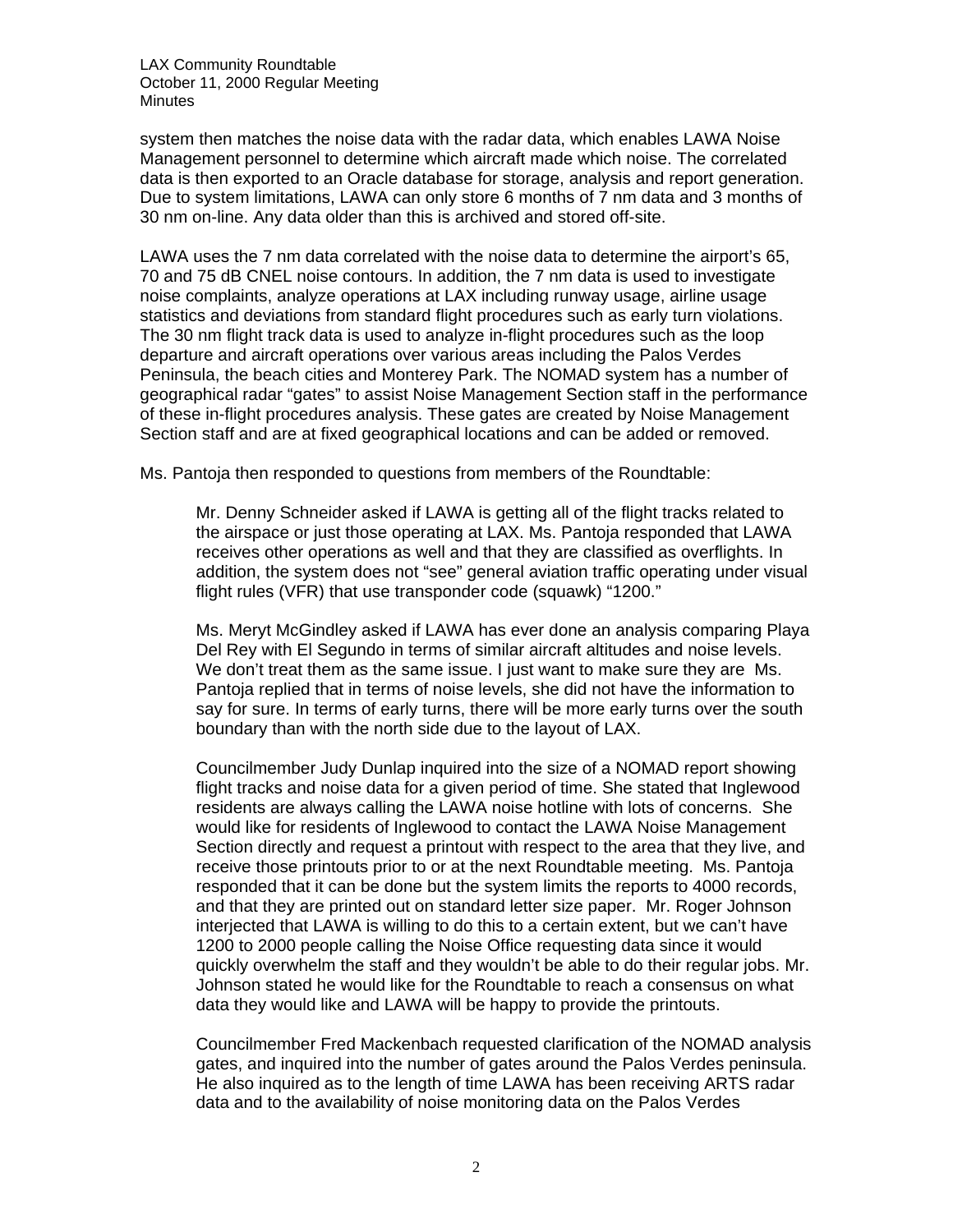system then matches the noise data with the radar data, which enables LAWA Noise Management personnel to determine which aircraft made which noise. The correlated data is then exported to an Oracle database for storage, analysis and report generation. Due to system limitations, LAWA can only store 6 months of 7 nm data and 3 months of 30 nm on-line. Any data older than this is archived and stored off-site.

LAWA uses the 7 nm data correlated with the noise data to determine the airport's 65, 70 and 75 dB CNEL noise contours. In addition, the 7 nm data is used to investigate noise complaints, analyze operations at LAX including runway usage, airline usage statistics and deviations from standard flight procedures such as early turn violations. The 30 nm flight track data is used to analyze in-flight procedures such as the loop departure and aircraft operations over various areas including the Palos Verdes Peninsula, the beach cities and Monterey Park. The NOMAD system has a number of geographical radar "gates" to assist Noise Management Section staff in the performance of these in-flight procedures analysis. These gates are created by Noise Management Section staff and are at fixed geographical locations and can be added or removed.

Ms. Pantoja then responded to questions from members of the Roundtable:

> Mr. Denny Schneider asked if LAWA is getting all of the flight tracks related to the airspace or just those operating at LAX. Ms. Pantoja responded that LAWA receives other operations as well and that they are classified as overflights. In addition, the system does not "see" general aviation traffic operating under visual flight rules (VFR) that use transponder code (squawk) "1200."
>
> Ms. Meryt McGindley asked if LAWA has ever done an analysis comparing Playa Del Rey with El Segundo in terms of similar aircraft altitudes and noise levels. We don't treat them as the same issue. I just want to make sure they are Ms. Pantoja replied that in terms of noise levels, she did not have the information to say for sure. In terms of early turns, there will be more early turns over the south boundary than with the north side due to the layout of LAX.
>
> Councilmember Judy Dunlap inquired into the size of a NOMAD report showing flight tracks and noise data for a given period of time. She stated that Inglewood residents are always calling the LAWA noise hotline with lots of concerns. She would like for residents of Inglewood to contact the LAWA Noise Management Section directly and request a printout with respect to the area that they live, and receive those printouts prior to or at the next Roundtable meeting. Ms. Pantoja responded that it can be done but the system limits the reports to 4000 records, and that they are printed out on standard letter size paper. Mr. Roger Johnson interjected that LAWA is willing to do this to a certain extent, but we can't have 1200 to 2000 people calling the Noise Office requesting data since it would quickly overwhelm the staff and they wouldn't be able to do their regular jobs. Mr. Johnson stated he would like for the Roundtable to reach a consensus on what data they would like and LAWA will be happy to provide the printouts.
>
> Councilmember Fred Mackenbach requested clarification of the NOMAD analysis gates, and inquired into the number of gates around the Palos Verdes peninsula. He also inquired as to the length of time LAWA has been receiving ARTS radar data and to the availability of noise monitoring data on the Palos Verdes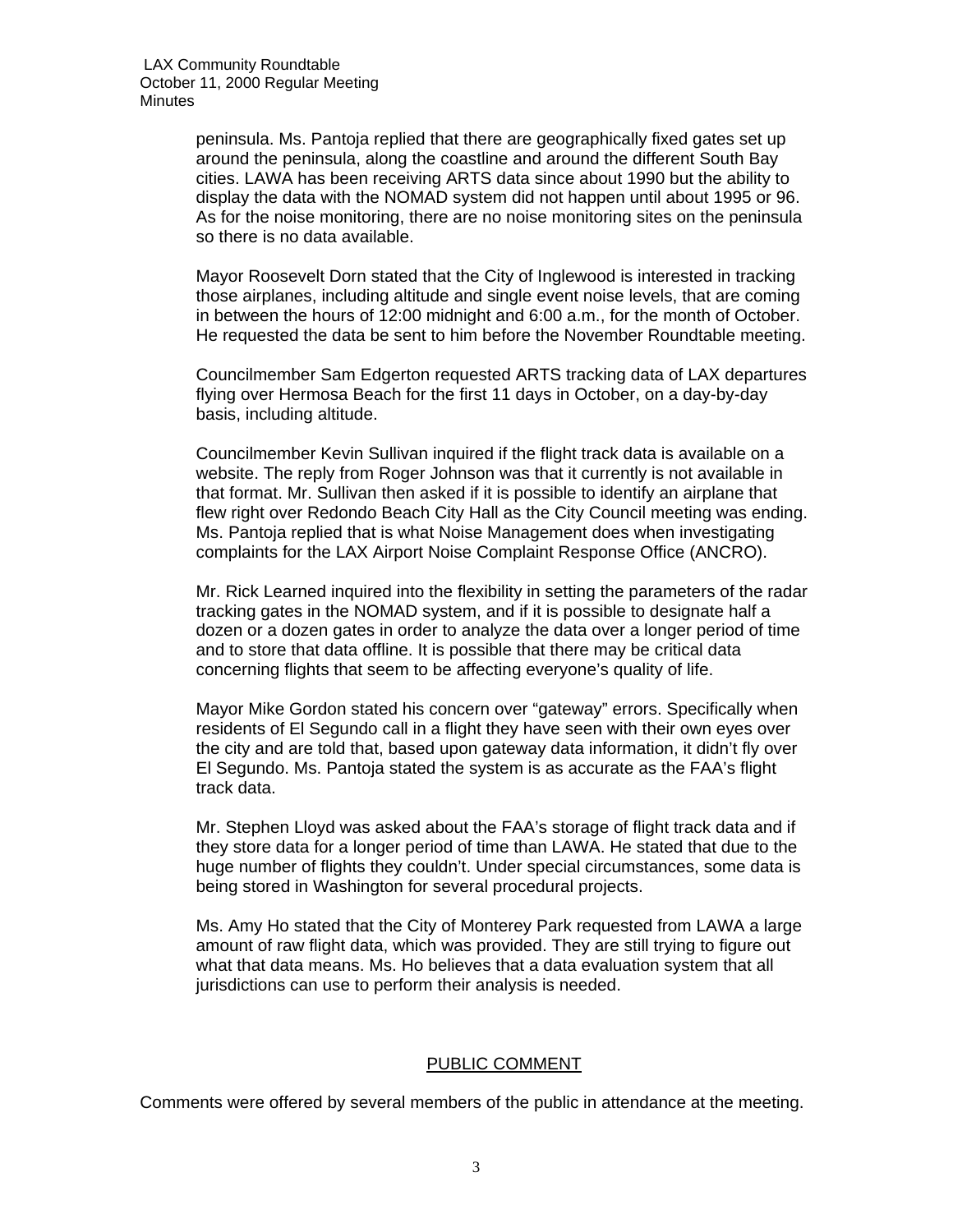peninsula. Ms. Pantoja replied that there are geographically fixed gates set up around the peninsula, along the coastline and around the different South Bay cities. LAWA has been receiving ARTS data since about 1990 but the ability to display the data with the NOMAD system did not happen until about 1995 or 96. As for the noise monitoring, there are no noise monitoring sites on the peninsula so there is no data available.

Mayor Roosevelt Dorn stated that the City of Inglewood is interested in tracking those airplanes, including altitude and single event noise levels, that are coming in between the hours of 12:00 midnight and 6:00 a.m., for the month of October. He requested the data be sent to him before the November Roundtable meeting.

Councilmember Sam Edgerton requested ARTS tracking data of LAX departures flying over Hermosa Beach for the first 11 days in October, on a day-by-day basis, including altitude.

Councilmember Kevin Sullivan inquired if the flight track data is available on a website. The reply from Roger Johnson was that it currently is not available in that format. Mr. Sullivan then asked if it is possible to identify an airplane that flew right over Redondo Beach City Hall as the City Council meeting was ending. Ms. Pantoja replied that is what Noise Management does when investigating complaints for the LAX Airport Noise Complaint Response Office (ANCRO).

Mr. Rick Learned inquired into the flexibility in setting the parameters of the radar tracking gates in the NOMAD system, and if it is possible to designate half a dozen or a dozen gates in order to analyze the data over a longer period of time and to store that data offline. It is possible that there may be critical data concerning flights that seem to be affecting everyone's quality of life.

Mayor Mike Gordon stated his concern over "gateway" errors. Specifically when residents of El Segundo call in a flight they have seen with their own eyes over the city and are told that, based upon gateway data information, it didn't fly over El Segundo. Ms. Pantoja stated the system is as accurate as the FAA's flight track data.

Mr. Stephen Lloyd was asked about the FAA's storage of flight track data and if they store data for a longer period of time than LAWA. He stated that due to the huge number of flights they couldn't. Under special circumstances, some data is being stored in Washington for several procedural projects.

Ms. Amy Ho stated that the City of Monterey Park requested from LAWA a large amount of raw flight data, which was provided. They are still trying to figure out what that data means. Ms. Ho believes that a data evaluation system that all jurisdictions can use to perform their analysis is needed.

## PUBLIC COMMENT

Comments were offered by several members of the public in attendance at the meeting.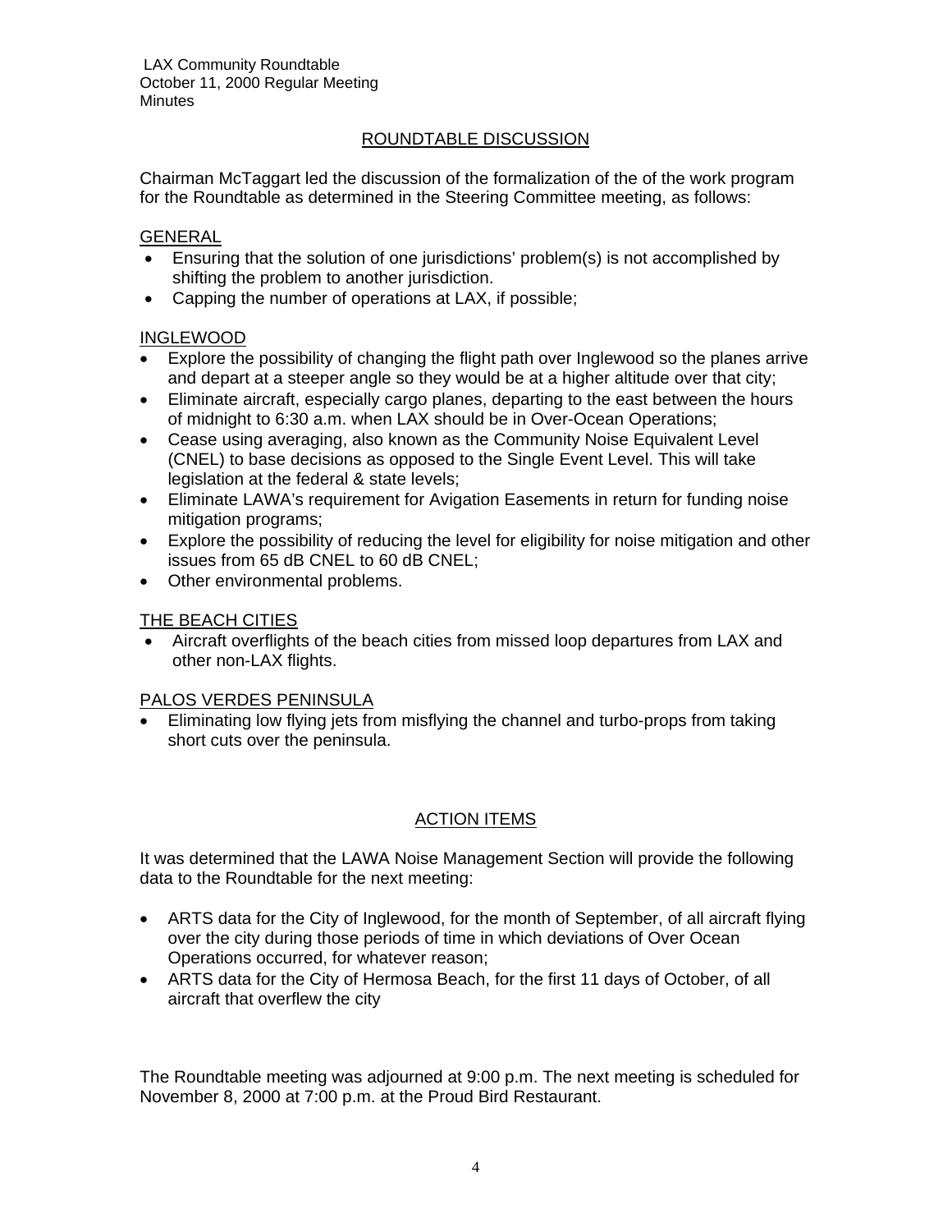## ROUNDTABLE DISCUSSION

Chairman McTaggart led the discussion of the formalization of the of the work program for the Roundtable as determined in the Steering Committee meeting, as follows:

### GENERAL

- Ensuring that the solution of one jurisdictions' problem(s) is not accomplished by shifting the problem to another jurisdiction.
- Capping the number of operations at LAX, if possible;

### INGLEWOOD

- Explore the possibility of changing the flight path over Inglewood so the planes arrive and depart at a steeper angle so they would be at a higher altitude over that city;
- Eliminate aircraft, especially cargo planes, departing to the east between the hours of midnight to 6:30 a.m. when LAX should be in Over-Ocean Operations;
- Cease using averaging, also known as the Community Noise Equivalent Level (CNEL) to base decisions as opposed to the Single Event Level. This will take legislation at the federal & state levels;
- Eliminate LAWA's requirement for Avigation Easements in return for funding noise mitigation programs;
- Explore the possibility of reducing the level for eligibility for noise mitigation and other issues from 65 dB CNEL to 60 dB CNEL;
- Other environmental problems.

### THE BEACH CITIES

- Aircraft overflights of the beach cities from missed loop departures from LAX and other non-LAX flights.

### PALOS VERDES PENINSULA

- Eliminating low flying jets from misflying the channel and turbo-props from taking short cuts over the peninsula.

## ACTION ITEMS

It was determined that the LAWA Noise Management Section will provide the following data to the Roundtable for the next meeting:

- ARTS data for the City of Inglewood, for the month of September, of all aircraft flying over the city during those periods of time in which deviations of Over Ocean Operations occurred, for whatever reason;
- ARTS data for the City of Hermosa Beach, for the first 11 days of October, of all aircraft that overflew the city

The Roundtable meeting was adjourned at 9:00 p.m. The next meeting is scheduled for November 8, 2000 at 7:00 p.m. at the Proud Bird Restaurant.